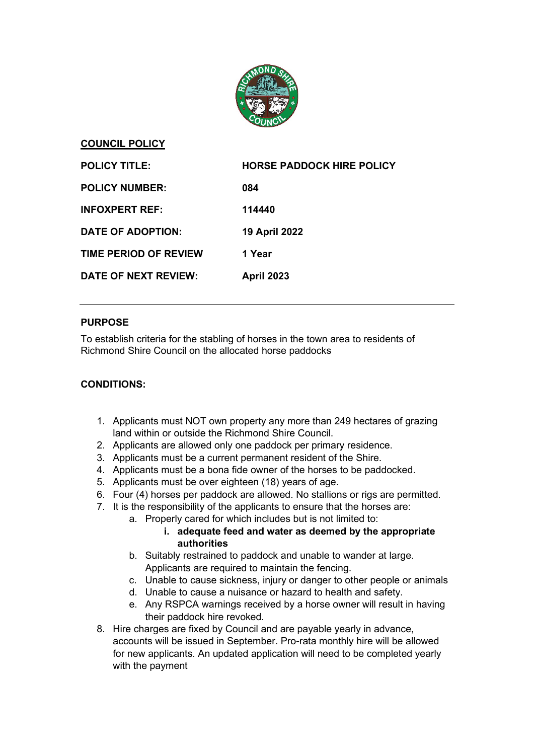## COUNCIL POLICY

| | |
|---|---|
| **POLICY TITLE:** | **HORSE PADDOCK HIRE POLICY** |
| **POLICY NUMBER:** | **084** |
| **INFOXPERT REF:** | **114440** |
| **DATE OF ADOPTION:** | **19 April 2022** |
| **TIME PERIOD OF REVIEW** | **1 Year** |
| **DATE OF NEXT REVIEW:** | **April 2023** |

---

### PURPOSE

To establish criteria for the stabling of horses in the town area to residents of Richmond Shire Council on the allocated horse paddocks

### CONDITIONS:

1. Applicants must NOT own property any more than 249 hectares of grazing land within or outside the Richmond Shire Council.
2. Applicants are allowed only one paddock per primary residence.
3. Applicants must be a current permanent resident of the Shire.
4. Applicants must be a bona fide owner of the horses to be paddocked.
5. Applicants must be over eighteen (18) years of age.
6. Four (4) horses per paddock are allowed. No stallions or rigs are permitted.
7. It is the responsibility of the applicants to ensure that the horses are:
   a. Properly cared for which includes but is not limited to:
      i. **adequate feed and water as deemed by the appropriate authorities**
   b. Suitably restrained to paddock and unable to wander at large. Applicants are required to maintain the fencing.
   c. Unable to cause sickness, injury or danger to other people or animals
   d. Unable to cause a nuisance or hazard to health and safety.
   e. Any RSPCA warnings received by a horse owner will result in having their paddock hire revoked.
8. Hire charges are fixed by Council and are payable yearly in advance, accounts will be issued in September. Pro-rata monthly hire will be allowed for new applicants. An updated application will need to be completed yearly with the payment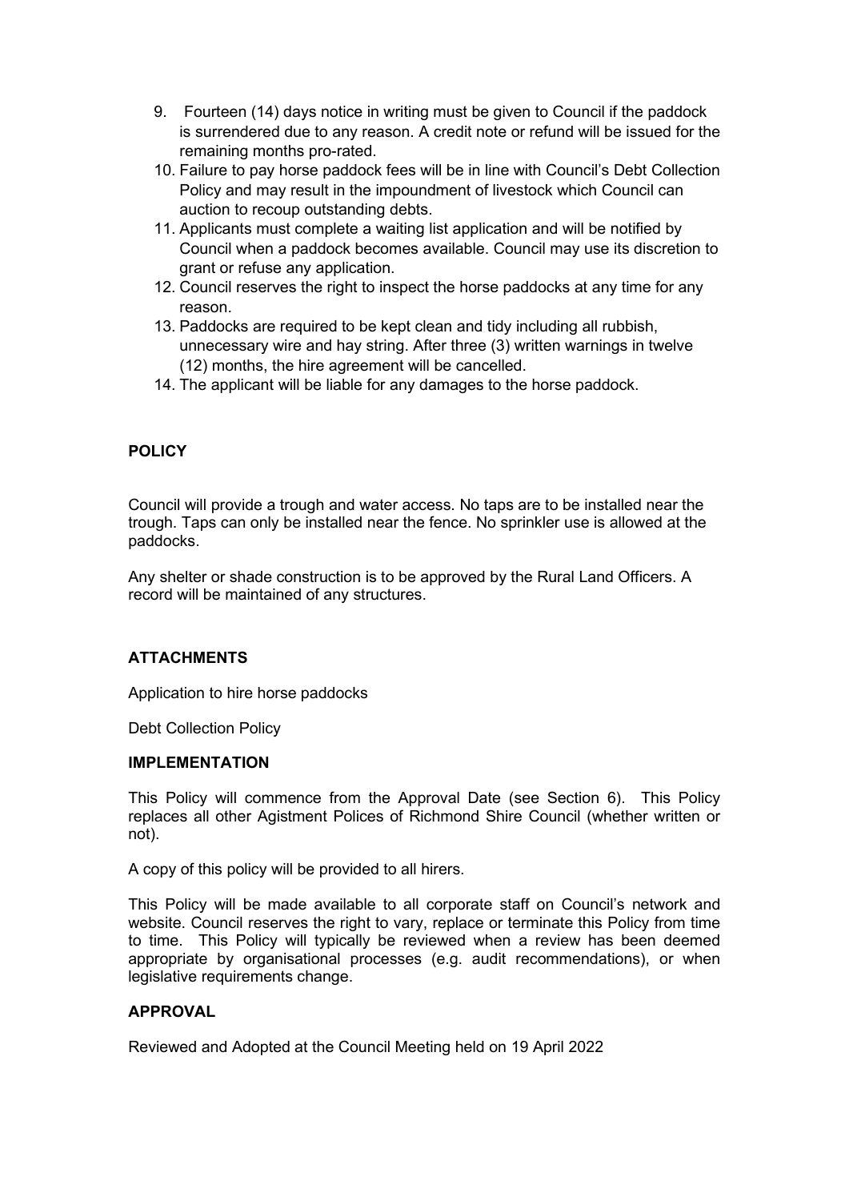9. Fourteen (14) days notice in writing must be given to Council if the paddock is surrendered due to any reason. A credit note or refund will be issued for the remaining months pro-rated.
10. Failure to pay horse paddock fees will be in line with Council's Debt Collection Policy and may result in the impoundment of livestock which Council can auction to recoup outstanding debts.
11. Applicants must complete a waiting list application and will be notified by Council when a paddock becomes available. Council may use its discretion to grant or refuse any application.
12. Council reserves the right to inspect the horse paddocks at any time for any reason.
13. Paddocks are required to be kept clean and tidy including all rubbish, unnecessary wire and hay string. After three (3) written warnings in twelve (12) months, the hire agreement will be cancelled.
14. The applicant will be liable for any damages to the horse paddock.

## POLICY

Council will provide a trough and water access. No taps are to be installed near the trough. Taps can only be installed near the fence. No sprinkler use is allowed at the paddocks.

Any shelter or shade construction is to be approved by the Rural Land Officers. A record will be maintained of any structures.

## ATTACHMENTS

Application to hire horse paddocks

Debt Collection Policy

## IMPLEMENTATION

This Policy will commence from the Approval Date (see Section 6). This Policy replaces all other Agistment Polices of Richmond Shire Council (whether written or not).

A copy of this policy will be provided to all hirers.

This Policy will be made available to all corporate staff on Council's network and website. Council reserves the right to vary, replace or terminate this Policy from time to time. This Policy will typically be reviewed when a review has been deemed appropriate by organisational processes (e.g. audit recommendations), or when legislative requirements change.

## APPROVAL

Reviewed and Adopted at the Council Meeting held on 19 April 2022